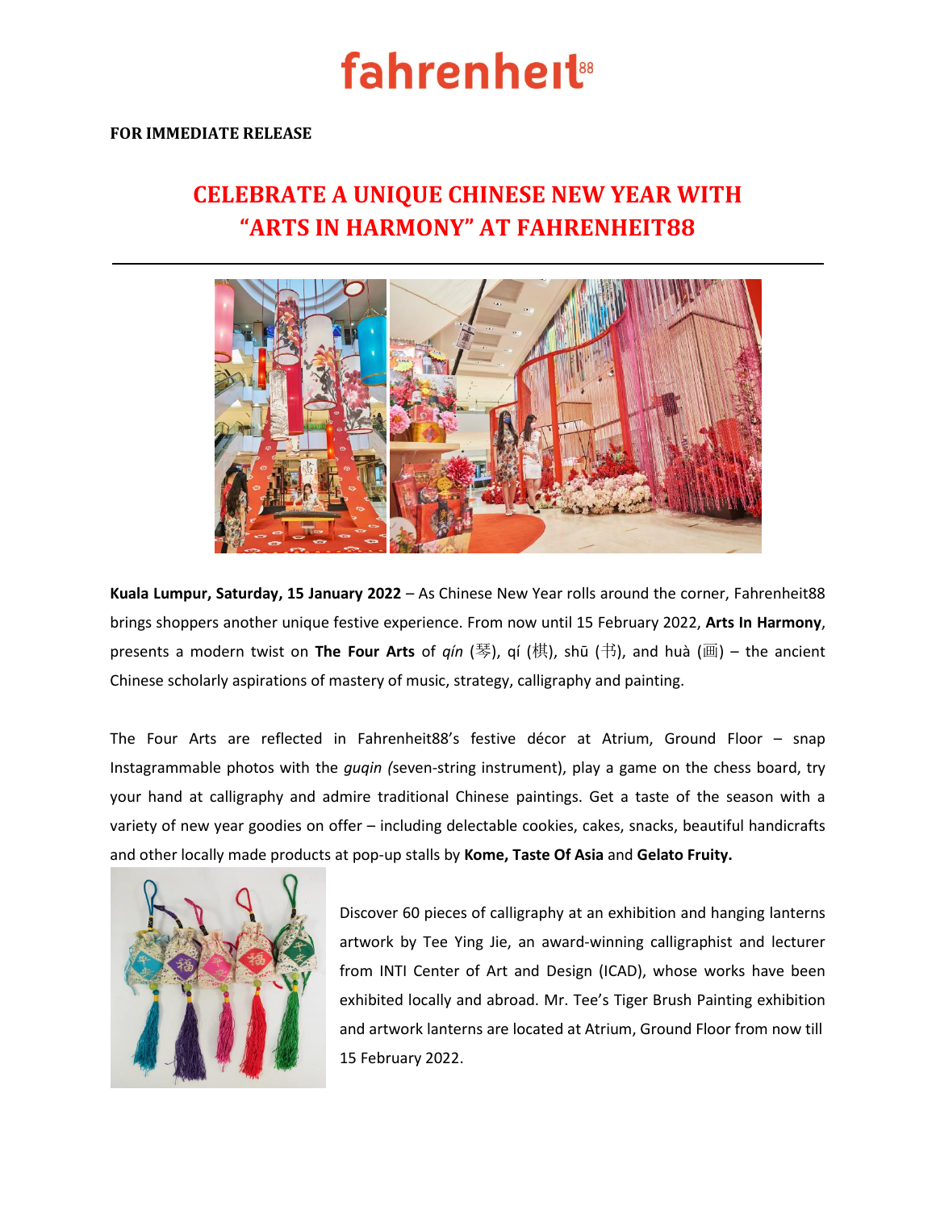fahrenheit88

**FOR IMMEDIATE RELEASE**

# CELEBRATE A UNIQUE CHINESE NEW YEAR WITH "ARTS IN HARMONY" AT FAHRENHEIT88

**Kuala Lumpur, Saturday, 15 January 2022** – As Chinese New Year rolls around the corner, Fahrenheit88 brings shoppers another unique festive experience. From now until 15 February 2022, **Arts In Harmony**, presents a modern twist on **The Four Arts** of *qín* (琴), qí (棋), shū (书), and huà (画) – the ancient Chinese scholarly aspirations of mastery of music, strategy, calligraphy and painting.

The Four Arts are reflected in Fahrenheit88's festive décor at Atrium, Ground Floor – snap Instagrammable photos with the *guqin (*seven-string instrument), play a game on the chess board, try your hand at calligraphy and admire traditional Chinese paintings. Get a taste of the season with a variety of new year goodies on offer – including delectable cookies, cakes, snacks, beautiful handicrafts and other locally made products at pop-up stalls by **Kome, Taste Of Asia** and **Gelato Fruity.**

Discover 60 pieces of calligraphy at an exhibition and hanging lanterns artwork by Tee Ying Jie, an award-winning calligraphist and lecturer from INTI Center of Art and Design (ICAD), whose works have been exhibited locally and abroad. Mr. Tee's Tiger Brush Painting exhibition and artwork lanterns are located at Atrium, Ground Floor from now till 15 February 2022.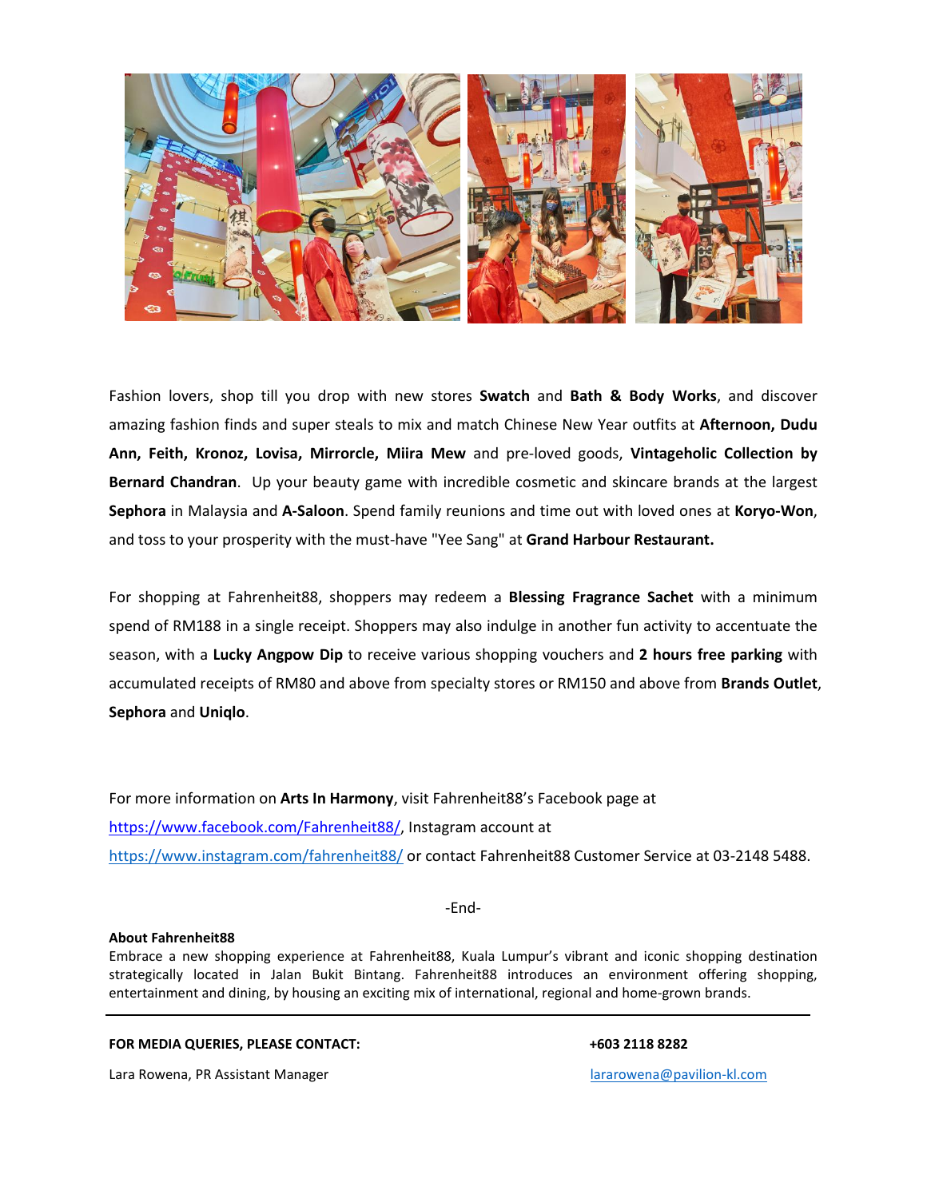Fashion lovers, shop till you drop with new stores **Swatch** and **Bath & Body Works**, and discover amazing fashion finds and super steals to mix and match Chinese New Year outfits at **Afternoon, Dudu Ann, Feith, Kronoz, Lovisa, Mirrorcle, Miira Mew** and pre-loved goods, **Vintageholic Collection by Bernard Chandran**. Up your beauty game with incredible cosmetic and skincare brands at the largest **Sephora** in Malaysia and **A-Saloon**. Spend family reunions and time out with loved ones at **Koryo-Won**, and toss to your prosperity with the must-have "Yee Sang" at **Grand Harbour Restaurant.**

For shopping at Fahrenheit88, shoppers may redeem a **Blessing Fragrance Sachet** with a minimum spend of RM188 in a single receipt. Shoppers may also indulge in another fun activity to accentuate the season, with a **Lucky Angpow Dip** to receive various shopping vouchers and **2 hours free parking** with accumulated receipts of RM80 and above from specialty stores or RM150 and above from **Brands Outlet**, **Sephora** and **Uniqlo**.

For more information on **Arts In Harmony**, visit Fahrenheit88's Facebook page at https://www.facebook.com/Fahrenheit88/, Instagram account at https://www.instagram.com/fahrenheit88/ or contact Fahrenheit88 Customer Service at 03-2148 5488.

-End-

**About Fahrenheit88**

Embrace a new shopping experience at Fahrenheit88, Kuala Lumpur's vibrant and iconic shopping destination strategically located in Jalan Bukit Bintang. Fahrenheit88 introduces an environment offering shopping, entertainment and dining, by housing an exciting mix of international, regional and home-grown brands.

---

**FOR MEDIA QUERIES, PLEASE CONTACT:** **+603 2118 8282**

Lara Rowena, PR Assistant Manager lararowena@pavilion-kl.com